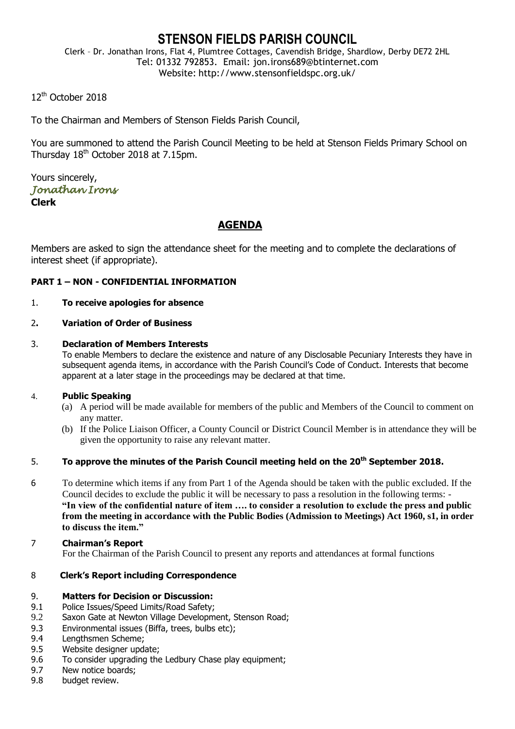# STENSON FIELDS PARISH COUNCIL

Clerk – Dr. Jonathan Irons, Flat 4, Plumtree Cottages, Cavendish Bridge, Shardlow, Derby DE72 2HL
Tel: 01332 792853. Email: jon.irons689@btinternet.com
Website: http://www.stensonfieldspc.org.uk/

12th October 2018

To the Chairman and Members of Stenson Fields Parish Council,

You are summoned to attend the Parish Council Meeting to be held at Stenson Fields Primary School on Thursday 18th October 2018 at 7.15pm.

Yours sincerely,
*Jonathan Irons*
**Clerk**

## AGENDA

Members are asked to sign the attendance sheet for the meeting and to complete the declarations of interest sheet (if appropriate).

**PART 1 – NON - CONFIDENTIAL INFORMATION**

1. **To receive apologies for absence**

2. **Variation of Order of Business**

3. **Declaration of Members Interests**
   To enable Members to declare the existence and nature of any Disclosable Pecuniary Interests they have in subsequent agenda items, in accordance with the Parish Council's Code of Conduct. Interests that become apparent at a later stage in the proceedings may be declared at that time.

4. **Public Speaking**
   (a) A period will be made available for members of the public and Members of the Council to comment on any matter.
   (b) If the Police Liaison Officer, a County Council or District Council Member is in attendance they will be given the opportunity to raise any relevant matter.

5. **To approve the minutes of the Parish Council meeting held on the 20th September 2018.**

6. To determine which items if any from Part 1 of the Agenda should be taken with the public excluded. If the Council decides to exclude the public it will be necessary to pass a resolution in the following terms: - **"In view of the confidential nature of item …. to consider a resolution to exclude the press and public from the meeting in accordance with the Public Bodies (Admission to Meetings) Act 1960, s1, in order to discuss the item."**

7. **Chairman's Report**
   For the Chairman of the Parish Council to present any reports and attendances at formal functions

8. **Clerk's Report including Correspondence**

9. **Matters for Decision or Discussion:**

9.1 Police Issues/Speed Limits/Road Safety;
9.2 Saxon Gate at Newton Village Development, Stenson Road;
9.3 Environmental issues (Biffa, trees, bulbs etc);
9.4 Lengthsmen Scheme;
9.5 Website designer update;
9.6 To consider upgrading the Ledbury Chase play equipment;
9.7 New notice boards;
9.8 budget review.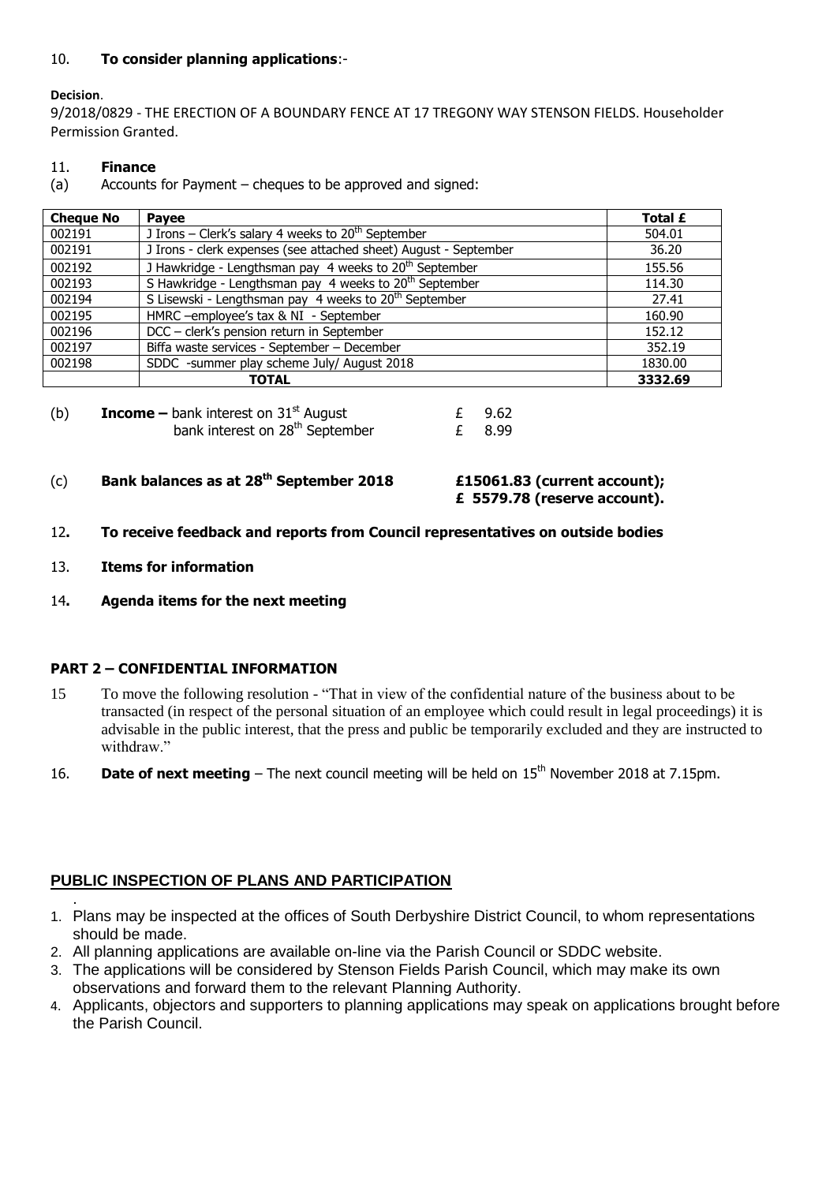10. **To consider planning applications**:-

**Decision**.

9/2018/0829 - THE ERECTION OF A BOUNDARY FENCE AT 17 TREGONY WAY STENSON FIELDS. Householder Permission Granted.

11. **Finance**

(a) Accounts for Payment – cheques to be approved and signed:

| Cheque No | Payee | Total £ |
|---|---|---|
| 002191 | J Irons – Clerk's salary 4 weeks to 20th September | 504.01 |
| 002191 | J Irons - clerk expenses (see attached sheet) August - September | 36.20 |
| 002192 | J Hawkridge - Lengthsman pay 4 weeks to 20th September | 155.56 |
| 002193 | S Hawkridge - Lengthsman pay 4 weeks to 20th September | 114.30 |
| 002194 | S Lisewski - Lengthsman pay 4 weeks to 20th September | 27.41 |
| 002195 | HMRC –employee's tax & NI - September | 160.90 |
| 002196 | DCC – clerk's pension return in September | 152.12 |
| 002197 | Biffa waste services - September – December | 352.19 |
| 002198 | SDDC -summer play scheme July/ August 2018 | 1830.00 |
| | **TOTAL** | **3332.69** |

(b) **Income –** bank interest on 31st August £ 9.62
bank interest on 28th September £ 8.99

(c) **Bank balances as at 28th September 2018** **£15061.83 (current account);**
**£ 5579.78 (reserve account).**

12**. To receive feedback and reports from Council representatives on outside bodies**

13. **Items for information**

14**. Agenda items for the next meeting**

**PART 2 – CONFIDENTIAL INFORMATION**

15 To move the following resolution - "That in view of the confidential nature of the business about to be transacted (in respect of the personal situation of an employee which could result in legal proceedings) it is advisable in the public interest, that the press and public be temporarily excluded and they are instructed to withdraw."

16. **Date of next meeting** – The next council meeting will be held on 15th November 2018 at 7.15pm.

**PUBLIC INSPECTION OF PLANS AND PARTICIPATION**

1. Plans may be inspected at the offices of South Derbyshire District Council, to whom representations should be made.
2. All planning applications are available on-line via the Parish Council or SDDC website.
3. The applications will be considered by Stenson Fields Parish Council, which may make its own observations and forward them to the relevant Planning Authority.
4. Applicants, objectors and supporters to planning applications may speak on applications brought before the Parish Council.